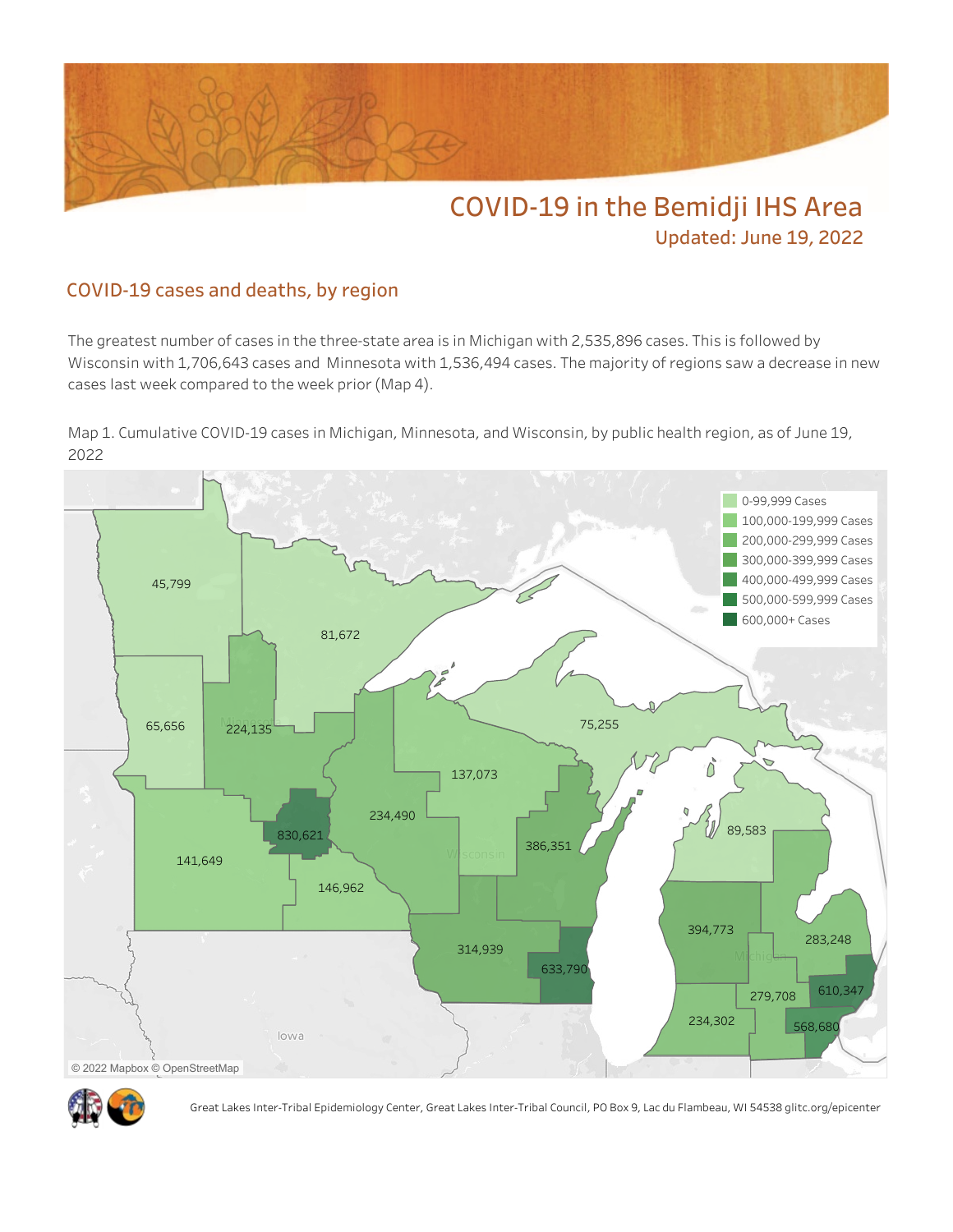# COVID-19 in the Bemidji IHS Area

Updated: June 19, 2022

## COVID-19 cases and deaths, by region

The greatest number of cases in the three-state area is in Michigan with 2,535,896 cases. This is followed by Wisconsin with 1,706,643 cases and Minnesota with 1,536,494 cases. The majority of regions saw a decrease in new cases last week compared to the week prior (Map 4).

Map 1. Cumulative COVID-19 cases in Michigan, Minnesota, and Wisconsin, by public health region, as of June 19, 2022

Great Lakes Inter-Tribal Epidemiology Center, Great Lakes Inter-Tribal Council, PO Box 9, Lac du Flambeau, WI 54538 glitc.org/epicenter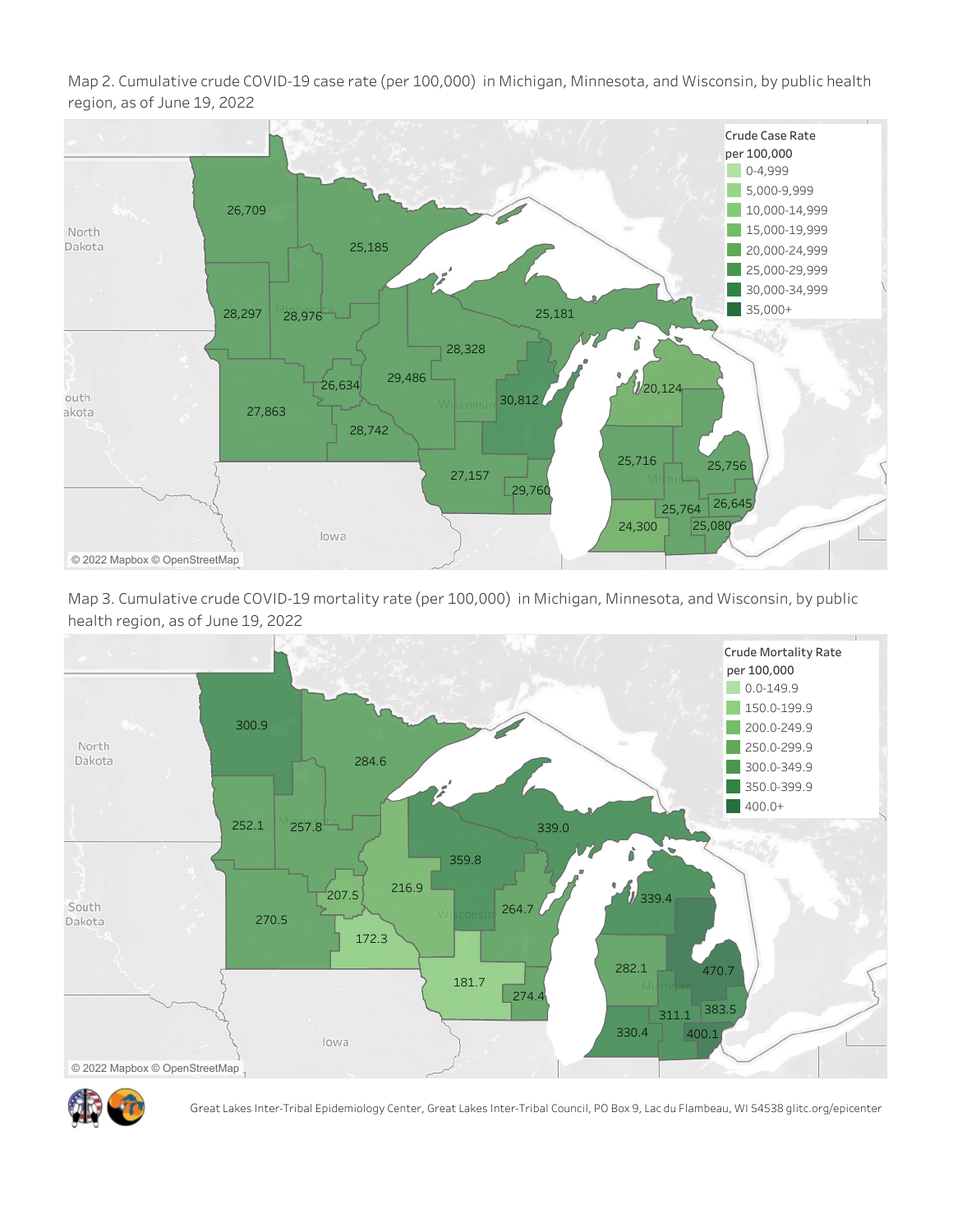Map 2. Cumulative crude COVID-19 case rate (per 100,000) in Michigan, Minnesota, and Wisconsin, by public health region, as of June 19, 2022

Crude Case Rate per 100,000

- 0-4,999
- 5,000-9,999
- 10,000-14,999
- 15,000-19,999
- 20,000-24,999
- 25,000-29,999
- 30,000-34,999
- 35,000+

26,709 · 25,185 · 28,297 · 28,976 · 25,181 · 28,328 · 26,634 · 29,486 · 30,812 · 20,124 · 27,863 · 28,742 · 25,716 · 25,756 · 27,157 · 29,760 · 25,764 · 26,645 · 24,300 · 25,080

© 2022 Mapbox © OpenStreetMap

Map 3. Cumulative crude COVID-19 mortality rate (per 100,000) in Michigan, Minnesota, and Wisconsin, by public health region, as of June 19, 2022

Crude Mortality Rate per 100,000

- 0.0-149.9
- 150.0-199.9
- 200.0-249.9
- 250.0-299.9
- 300.0-349.9
- 350.0-399.9
- 400.0+

300.9 · 284.6 · 252.1 · 257.8 · 339.0 · 359.8 · 207.5 · 216.9 · 264.7 · 339.4 · 270.5 · 172.3 · 282.1 · 470.7 · 181.7 · 274.4 · 311.1 · 383.5 · 330.4 · 400.1

© 2022 Mapbox © OpenStreetMap

Great Lakes Inter-Tribal Epidemiology Center, Great Lakes Inter-Tribal Council, PO Box 9, Lac du Flambeau, WI 54538 glitc.org/epicenter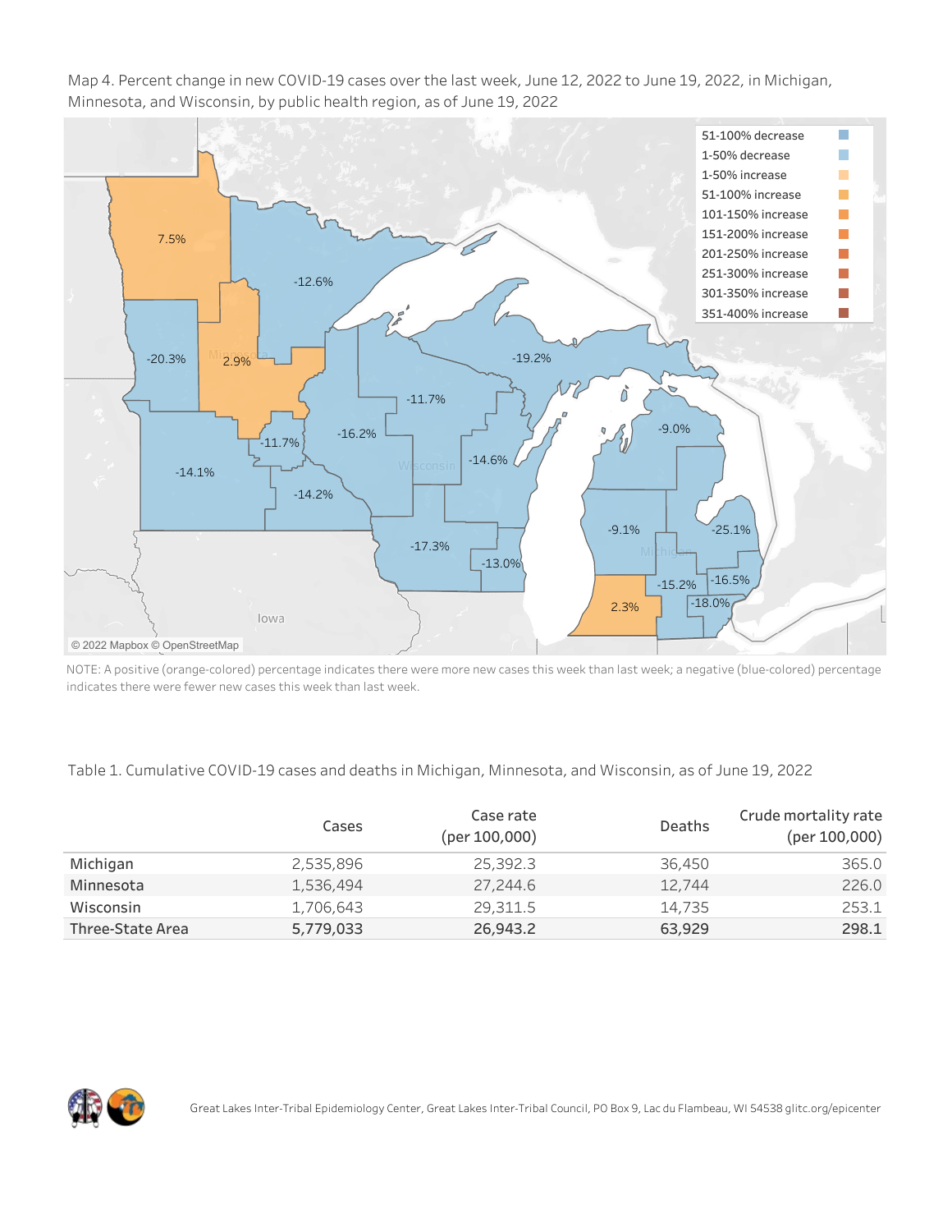Map 4. Percent change in new COVID-19 cases over the last week, June 12, 2022 to June 19, 2022, in Michigan, Minnesota, and Wisconsin, by public health region, as of June 19, 2022

NOTE: A positive (orange-colored) percentage indicates there were more new cases this week than last week; a negative (blue-colored) percentage indicates there were fewer new cases this week than last week.

Table 1. Cumulative COVID-19 cases and deaths in Michigan, Minnesota, and Wisconsin, as of June 19, 2022

| | Cases | Case rate (per 100,000) | Deaths | Crude mortality rate (per 100,000) |
|---|---|---|---|---|
| Michigan | 2,535,896 | 25,392.3 | 36,450 | 365.0 |
| Minnesota | 1,536,494 | 27,244.6 | 12,744 | 226.0 |
| Wisconsin | 1,706,643 | 29,311.5 | 14,735 | 253.1 |
| **Three-State Area** | **5,779,033** | **26,943.2** | **63,929** | **298.1** |

Great Lakes Inter-Tribal Epidemiology Center, Great Lakes Inter-Tribal Council, PO Box 9, Lac du Flambeau, WI 54538 glitc.org/epicenter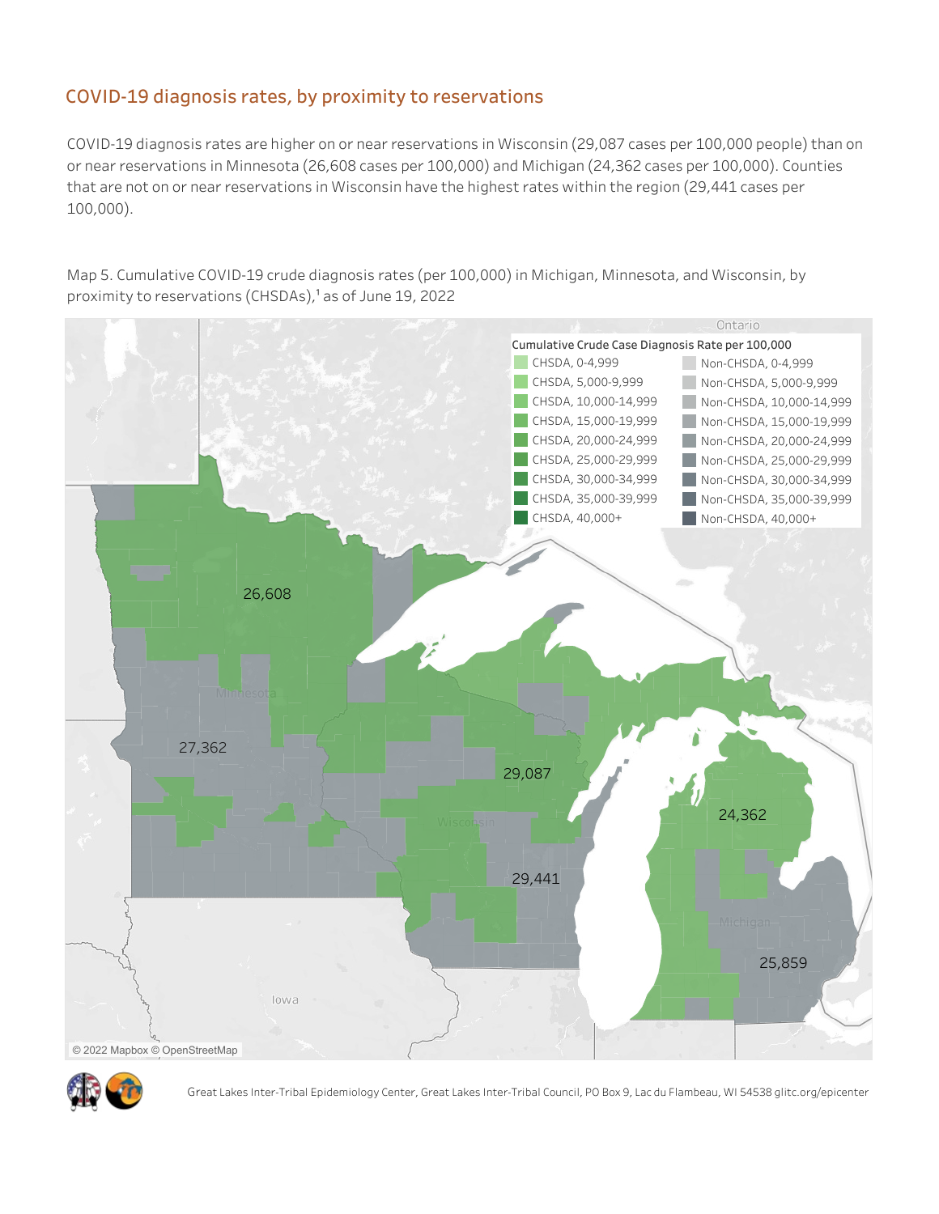## COVID-19 diagnosis rates, by proximity to reservations

COVID-19 diagnosis rates are higher on or near reservations in Wisconsin (29,087 cases per 100,000 people) than on or near reservations in Minnesota (26,608 cases per 100,000) and Michigan (24,362 cases per 100,000). Counties that are not on or near reservations in Wisconsin have the highest rates within the region (29,441 cases per 100,000).

Map 5. Cumulative COVID-19 crude diagnosis rates (per 100,000) in Michigan, Minnesota, and Wisconsin, by proximity to reservations (CHSDAs),[1] as of June 19, 2022

| Cumulative Crude Case Diagnosis Rate per 100,000 | |
|---|---|
| CHSDA, 0-4,999 | Non-CHSDA, 0-4,999 |
| CHSDA, 5,000-9,999 | Non-CHSDA, 5,000-9,999 |
| CHSDA, 10,000-14,999 | Non-CHSDA, 10,000-14,999 |
| CHSDA, 15,000-19,999 | Non-CHSDA, 15,000-19,999 |
| CHSDA, 20,000-24,999 | Non-CHSDA, 20,000-24,999 |
| CHSDA, 25,000-29,999 | Non-CHSDA, 25,000-29,999 |
| CHSDA, 30,000-34,999 | Non-CHSDA, 30,000-34,999 |
| CHSDA, 35,000-39,999 | Non-CHSDA, 35,000-39,999 |
| CHSDA, 40,000+ | Non-CHSDA, 40,000+ |

Map labels: Minnesota CHSDA 26,608; Minnesota non-CHSDA 27,362; Wisconsin CHSDA 29,087; Wisconsin non-CHSDA 29,441; Michigan CHSDA 24,362; Michigan non-CHSDA 25,859.

© 2022 Mapbox © OpenStreetMap

Great Lakes Inter-Tribal Epidemiology Center, Great Lakes Inter-Tribal Council, PO Box 9, Lac du Flambeau, WI 54538 glitc.org/epicenter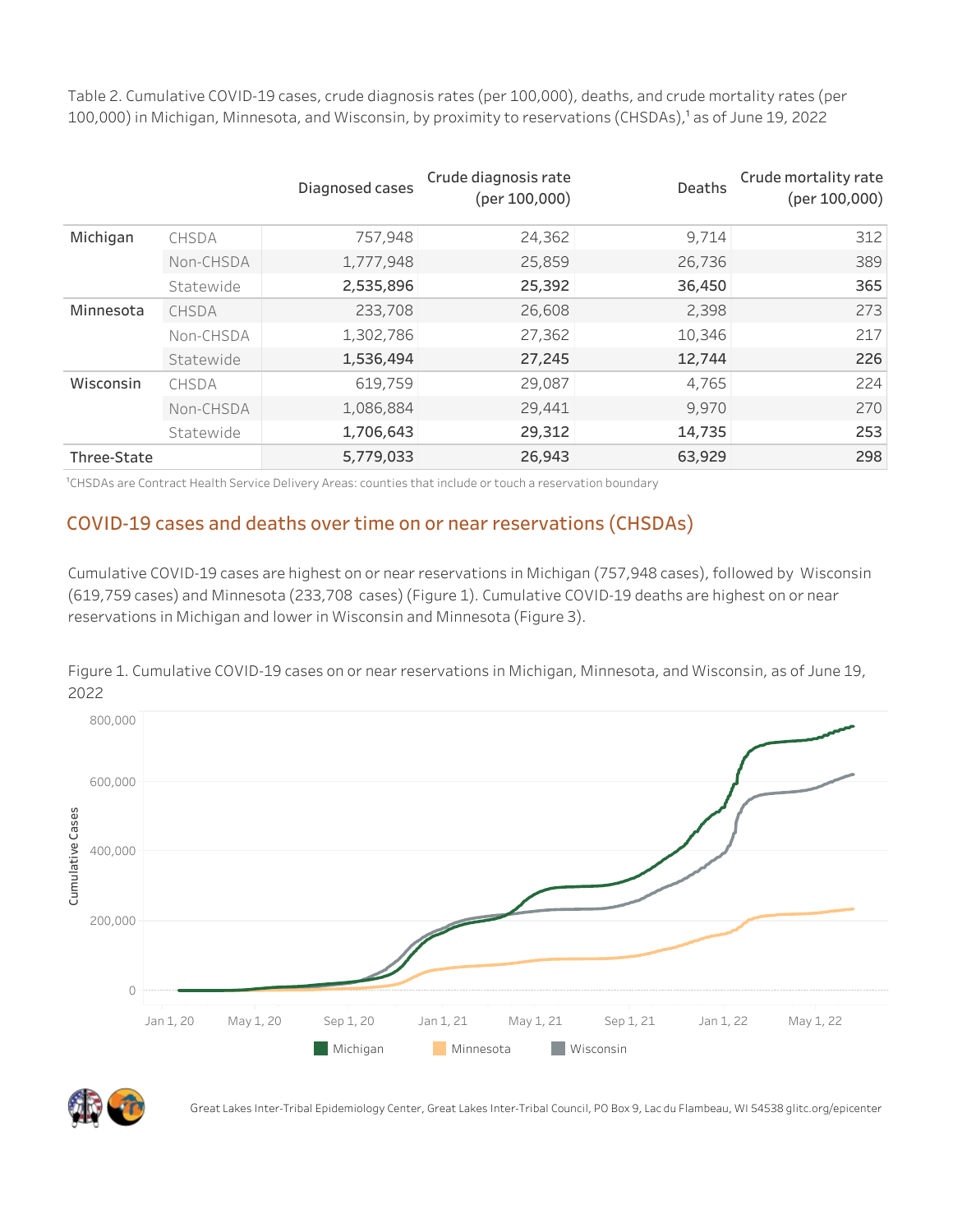Table 2. Cumulative COVID-19 cases, crude diagnosis rates (per 100,000), deaths, and crude mortality rates (per 100,000) in Michigan, Minnesota, and Wisconsin, by proximity to reservations (CHSDAs),[1] as of June 19, 2022

| | | Diagnosed cases | Crude diagnosis rate (per 100,000) | Deaths | Crude mortality rate (per 100,000) |
|---|---|---|---|---|---|
| Michigan | CHSDA | 757,948 | 24,362 | 9,714 | 312 |
| | Non-CHSDA | 1,777,948 | 25,859 | 26,736 | 389 |
| | Statewide | **2,535,896** | **25,392** | **36,450** | **365** |
| Minnesota | CHSDA | 233,708 | 26,608 | 2,398 | 273 |
| | Non-CHSDA | 1,302,786 | 27,362 | 10,346 | 217 |
| | Statewide | **1,536,494** | **27,245** | **12,744** | **226** |
| Wisconsin | CHSDA | 619,759 | 29,087 | 4,765 | 224 |
| | Non-CHSDA | 1,086,884 | 29,441 | 9,970 | 270 |
| | Statewide | **1,706,643** | **29,312** | **14,735** | **253** |
| Three-State | | **5,779,033** | **26,943** | **63,929** | **298** |

[1]CHSDAs are Contract Health Service Delivery Areas: counties that include or touch a reservation boundary

## COVID-19 cases and deaths over time on or near reservations (CHSDAs)

Cumulative COVID-19 cases are highest on or near reservations in Michigan (757,948 cases), followed by Wisconsin (619,759 cases) and Minnesota (233,708 cases) (Figure 1). Cumulative COVID-19 deaths are highest on or near reservations in Michigan and lower in Wisconsin and Minnesota (Figure 3).

Figure 1. Cumulative COVID-19 cases on or near reservations in Michigan, Minnesota, and Wisconsin, as of June 19, 2022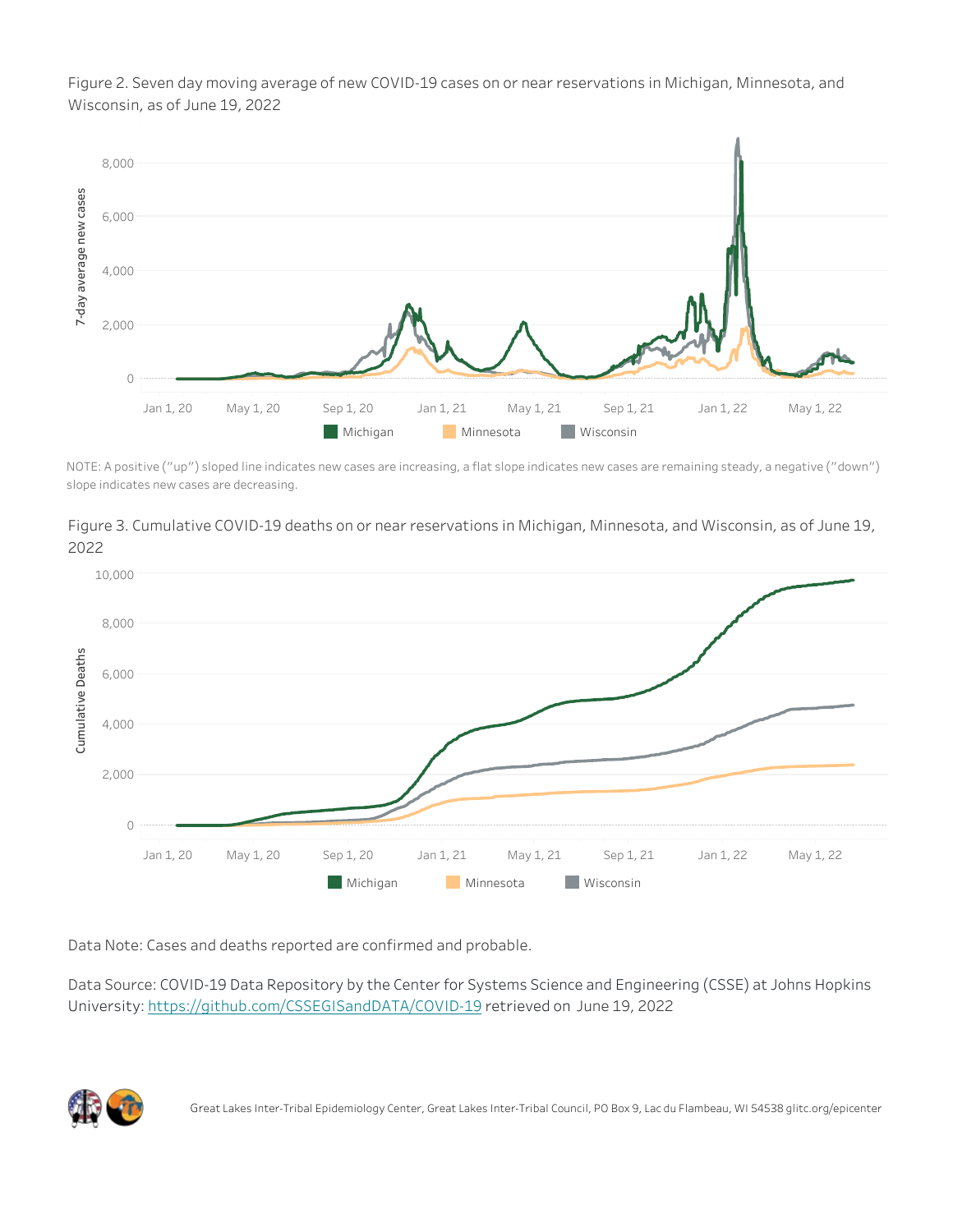Figure 2. Seven day moving average of new COVID-19 cases on or near reservations in Michigan, Minnesota, and Wisconsin, as of June 19, 2022

7-day average new cases

8,000
6,000
4,000
2,000
0

Jan 1, 20
May 1, 20
Sep 1, 20
Jan 1, 21
May 1, 21
Sep 1, 21
Jan 1, 22
May 1, 22

Michigan
Minnesota
Wisconsin

NOTE: A positive ("up") sloped line indicates new cases are increasing, a flat slope indicates new cases are remaining steady, a negative ("down") slope indicates new cases are decreasing.

Figure 3. Cumulative COVID-19 deaths on or near reservations in Michigan, Minnesota, and Wisconsin, as of June 19, 2022

Cumulative Deaths

10,000
8,000
6,000
4,000
2,000
0

Jan 1, 20
May 1, 20
Sep 1, 20
Jan 1, 21
May 1, 21
Sep 1, 21
Jan 1, 22
May 1, 22

Michigan
Minnesota
Wisconsin

Data Note: Cases and deaths reported are confirmed and probable.

Data Source: COVID-19 Data Repository by the Center for Systems Science and Engineering (CSSE) at Johns Hopkins University: https://github.com/CSSEGISandDATA/COVID-19 retrieved on June 19, 2022

Great Lakes Inter-Tribal Epidemiology Center, Great Lakes Inter-Tribal Council, PO Box 9, Lac du Flambeau, WI 54538 glitc.org/epicenter